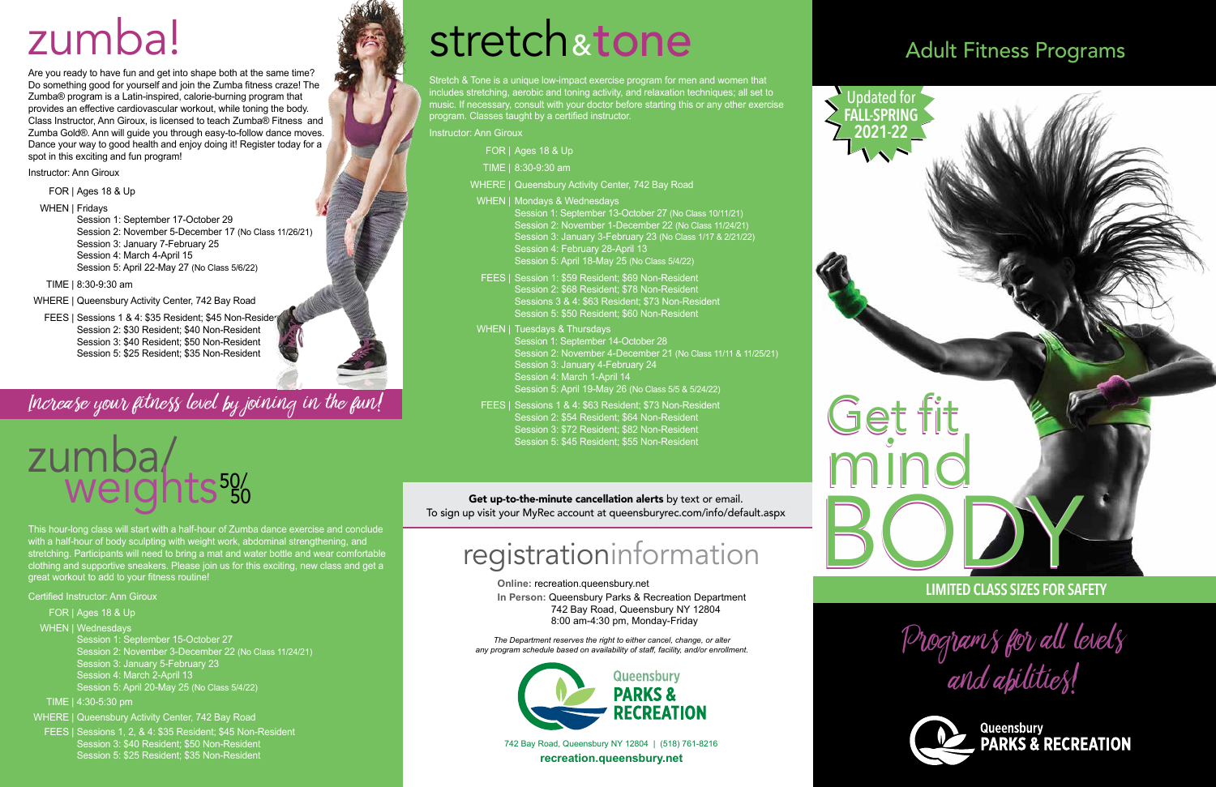# zumba!

Are you ready to have fun and get into shape both at the same time? Do something good for yourself and join the Zumba fitness craze! The Zumba® program is a Latin-inspired, calorie-burning program that provides an effective cardiovascular workout, while toning the body. Class Instructor, Ann Giroux, is licensed to teach Zumba® Fitness and Zumba Gold®. Ann will guide you through easy-to-follow dance moves. Dance your way to good health and enjoy doing it! Register today for a spot in this exciting and fun program!

Instructor: Ann Giroux

FOR | Ages 18 & Up

WHEN | Fridays
Session 1: September 17-October 29
Session 2: November 5-December 17 (No Class 11/26/21)
Session 3: January 7-February 25
Session 4: March 4-April 15
Session 5: April 22-May 27 (No Class 5/6/22)

TIME | 8:30-9:30 am

WHERE | Queensbury Activity Center, 742 Bay Road

FEES | Sessions 1 & 4: $35 Resident; $45 Non-Resident
Session 2: $30 Resident; $40 Non-Resident
Session 3: $40 Resident; $50 Non-Resident
Session 5: $25 Resident; $35 Non-Resident

*Increase your fitness level by joining in the fun!*

# zumba/weights 50/50

This hour-long class will start with a half-hour of Zumba dance exercise and conclude with a half-hour of body sculpting with weight work, abdominal strengthening, and stretching. Participants will need to bring a mat and water bottle and wear comfortable clothing and supportive sneakers. Please join us for this exciting, new class and get a great workout to add to your fitness routine!

Certified Instructor: Ann Giroux

FOR | Ages 18 & Up

WHEN | Wednesdays
Session 1: September 15-October 27
Session 2: November 3-December 22 (No Class 11/24/21)
Session 3: January 5-February 23
Session 4: March 2-April 13
Session 5: April 20-May 25 (No Class 5/4/22)

TIME | 4:30-5:30 pm

WHERE | Queensbury Activity Center, 742 Bay Road

FEES | Sessions 1, 2, & 4: $35 Resident; $45 Non-Resident
Session 3: $40 Resident; $50 Non-Resident
Session 5: $25 Resident; $35 Non-Resident

# stretch & tone

Stretch & Tone is a unique low-impact exercise program for men and women that includes stretching, aerobic and toning activity, and relaxation techniques; all set to music. If necessary, consult with your doctor before starting this or any other exercise program. Classes taught by a certified instructor.

Instructor: Ann Giroux

FOR | Ages 18 & Up

TIME | 8:30-9:30 am

WHERE | Queensbury Activity Center, 742 Bay Road

WHEN | Mondays & Wednesdays
Session 1: September 13-October 27 (No Class 10/11/21)
Session 2: November 1-December 22 (No Class 11/24/21)
Session 3: January 3-February 23 (No Class 1/17 & 2/21/22)
Session 4: February 28-April 13
Session 5: April 18-May 25 (No Class 5/4/22)

FEES | Session 1: $59 Resident; $69 Non-Resident
Session 2: $68 Resident; $78 Non-Resident
Sessions 3 & 4: $63 Resident; $73 Non-Resident
Session 5: $50 Resident; $60 Non-Resident

WHEN | Tuesdays & Thursdays
Session 1: September 14-October 28
Session 2: November 4-December 21 (No Class 11/11 & 11/25/21)
Session 3: January 4-February 24
Session 4: March 1-April 14
Session 5: April 19-May 26 (No Class 5/5 & 5/24/22)

FEES | Sessions 1 & 4: $63 Resident; $73 Non-Resident
Session 2: $54 Resident; $64 Non-Resident
Session 3: $72 Resident; $82 Non-Resident
Session 5: $45 Resident; $55 Non-Resident

**Get up-to-the-minute cancellation alerts** by text or email.
To sign up visit your MyRec account at queensburyrec.com/info/default.aspx

# registration information

**Online:** recreation.queensbury.net
**In Person:** Queensbury Parks & Recreation Department
742 Bay Road, Queensbury NY 12804
8:00 am-4:30 pm, Monday-Friday

*The Department reserves the right to either cancel, change, or alter any program schedule based on availability of staff, facility, and/or enrollment.*

Queensbury PARKS & RECREATION

742 Bay Road, Queensbury NY 12804 | (518) 761-8216
**recreation.queensbury.net**

# Adult Fitness Programs

Updated for FALL-SPRING 2021-22

Get fit mind BODY

**LIMITED CLASS SIZES FOR SAFETY**

*Programs for all levels and abilities!*

Queensbury PARKS & RECREATION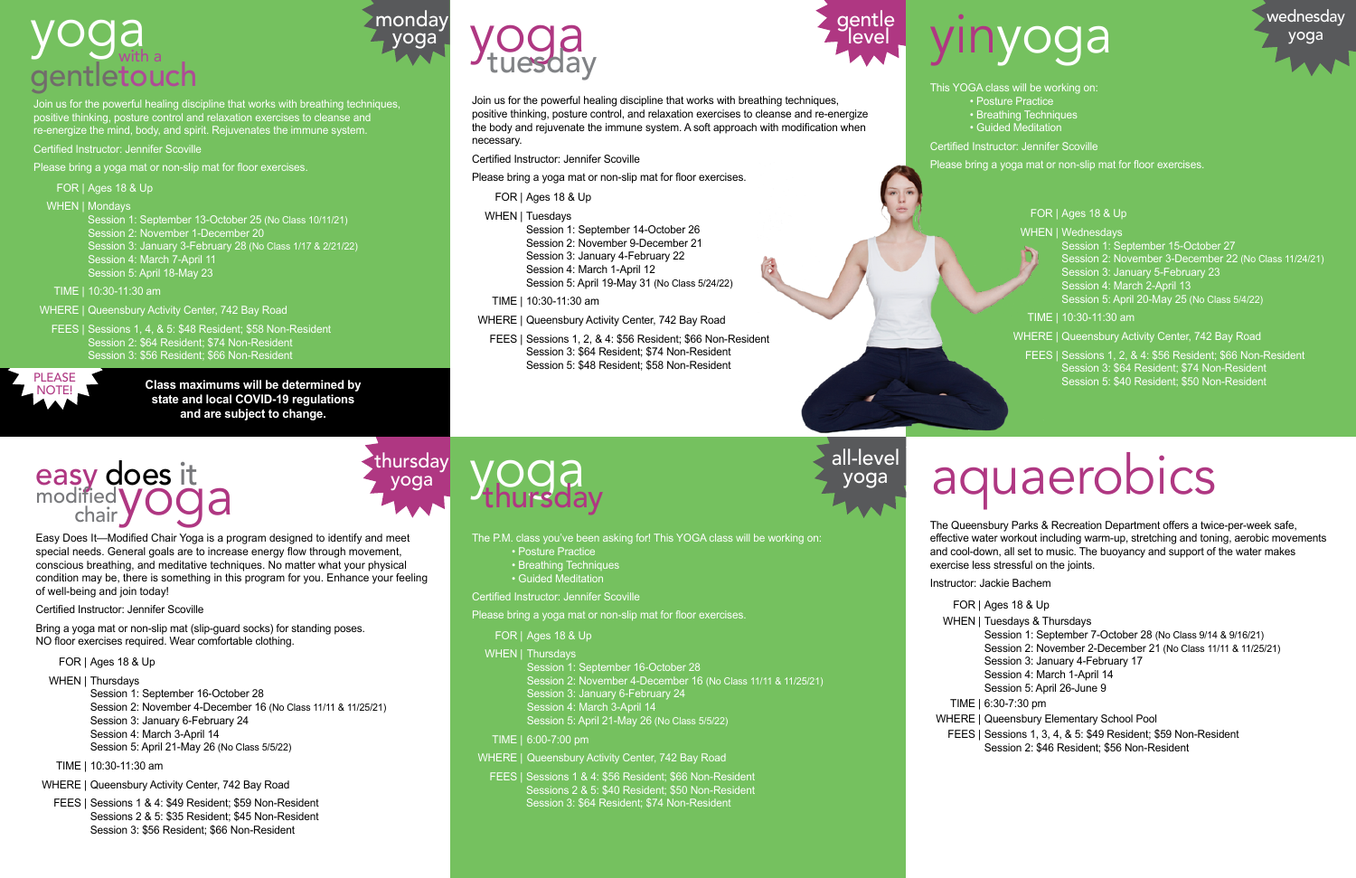# yoga with a gentletouch

**monday yoga**

Join us for the powerful healing discipline that works with breathing techniques, positive thinking, posture control and relaxation exercises to cleanse and re-energize the mind, body, and spirit. Rejuvenates the immune system.

Certified Instructor: Jennifer Scoville

Please bring a yoga mat or non-slip mat for floor exercises.

FOR | Ages 18 & Up

WHEN | Mondays
- Session 1: September 13-October 25 (No Class 10/11/21)
- Session 2: November 1-December 20
- Session 3: January 3-February 28 (No Class 1/17 & 2/21/22)
- Session 4: March 7-April 11
- Session 5: April 18-May 23

TIME | 10:30-11:30 am

WHERE | Queensbury Activity Center, 742 Bay Road

FEES | Sessions 1, 4, & 5: $48 Resident; $58 Non-Resident
Session 2: $64 Resident; $74 Non-Resident
Session 3: $56 Resident; $66 Non-Resident

PLEASE NOTE! **Class maximums will be determined by state and local COVID-19 regulations and are subject to change.**

# yoga tuesday

**gentle level**

Join us for the powerful healing discipline that works with breathing techniques, positive thinking, posture control, and relaxation exercises to cleanse and re-energize the body and rejuvenate the immune system. A soft approach with modification when necessary.

Certified Instructor: Jennifer Scoville

Please bring a yoga mat or non-slip mat for floor exercises.

FOR | Ages 18 & Up

WHEN | Tuesdays
- Session 1: September 14-October 26
- Session 2: November 9-December 21
- Session 3: January 4-February 22
- Session 4: March 1-April 12
- Session 5: April 19-May 31 (No Class 5/24/22)

TIME | 10:30-11:30 am

WHERE | Queensbury Activity Center, 742 Bay Road

FEES | Sessions 1, 2, & 4: $56 Resident; $66 Non-Resident
Session 3: $64 Resident; $74 Non-Resident
Session 5: $48 Resident; $58 Non-Resident

# yinyoga

**wednesday yoga**

This YOGA class will be working on:
- Posture Practice
- Breathing Techniques
- Guided Meditation

Certified Instructor: Jennifer Scoville

Please bring a yoga mat or non-slip mat for floor exercises.

FOR | Ages 18 & Up

WHEN | Wednesdays
- Session 1: September 15-October 27
- Session 2: November 3-December 22 (No Class 11/24/21)
- Session 3: January 5-February 23
- Session 4: March 2-April 13
- Session 5: April 20-May 25 (No Class 5/4/22)

TIME | 10:30-11:30 am

WHERE | Queensbury Activity Center, 742 Bay Road

FEES | Sessions 1, 2, & 4: $56 Resident; $66 Non-Resident
Session 3: $64 Resident; $74 Non-Resident
Session 5: $40 Resident; $50 Non-Resident

# easy does it modified chair yoga

**thursday yoga**

Easy Does It—Modified Chair Yoga is a program designed to identify and meet special needs. General goals are to increase energy flow through movement, conscious breathing, and meditative techniques. No matter what your physical condition may be, there is something in this program for you. Enhance your feeling of well-being and join today!

Certified Instructor: Jennifer Scoville

Bring a yoga mat or non-slip mat (slip-guard socks) for standing poses.
NO floor exercises required. Wear comfortable clothing.

FOR | Ages 18 & Up

WHEN | Thursdays
- Session 1: September 16-October 28
- Session 2: November 4-December 16 (No Class 11/11 & 11/25/21)
- Session 3: January 6-February 24
- Session 4: March 3-April 14
- Session 5: April 21-May 26 (No Class 5/5/22)

TIME | 10:30-11:30 am

WHERE | Queensbury Activity Center, 742 Bay Road

FEES | Sessions 1 & 4: $49 Resident; $59 Non-Resident
Sessions 2 & 5: $35 Resident; $45 Non-Resident
Session 3: $56 Resident; $66 Non-Resident

# yoga thursday

**all-level yoga**

The P.M. class you've been asking for! This YOGA class will be working on:
- Posture Practice
- Breathing Techniques
- Guided Meditation

Certified Instructor: Jennifer Scoville

Please bring a yoga mat or non-slip mat for floor exercises.

FOR | Ages 18 & Up

WHEN | Thursdays
- Session 1: September 16-October 28
- Session 2: November 4-December 16 (No Class 11/11 & 11/25/21)
- Session 3: January 6-February 24
- Session 4: March 3-April 14
- Session 5: April 21-May 26 (No Class 5/5/22)

TIME | 6:00-7:00 pm

WHERE | Queensbury Activity Center, 742 Bay Road

FEES | Sessions 1 & 4: $56 Resident; $66 Non-Resident
Sessions 2 & 5: $40 Resident; $50 Non-Resident
Session 3: $64 Resident; $74 Non-Resident

# aquaerobics

The Queensbury Parks & Recreation Department offers a twice-per-week safe, effective water workout including warm-up, stretching and toning, aerobic movements and cool-down, all set to music. The buoyancy and support of the water makes exercise less stressful on the joints.

Instructor: Jackie Bachem

FOR | Ages 18 & Up

WHEN | Tuesdays & Thursdays
- Session 1: September 7-October 28 (No Class 9/14 & 9/16/21)
- Session 2: November 2-December 21 (No Class 11/11 & 11/25/21)
- Session 3: January 4-February 17
- Session 4: March 1-April 14
- Session 5: April 26-June 9

TIME | 6:30-7:30 pm

WHERE | Queensbury Elementary School Pool

FEES | Sessions 1, 3, 4, & 5: $49 Resident; $59 Non-Resident
Session 2: $46 Resident; $56 Non-Resident